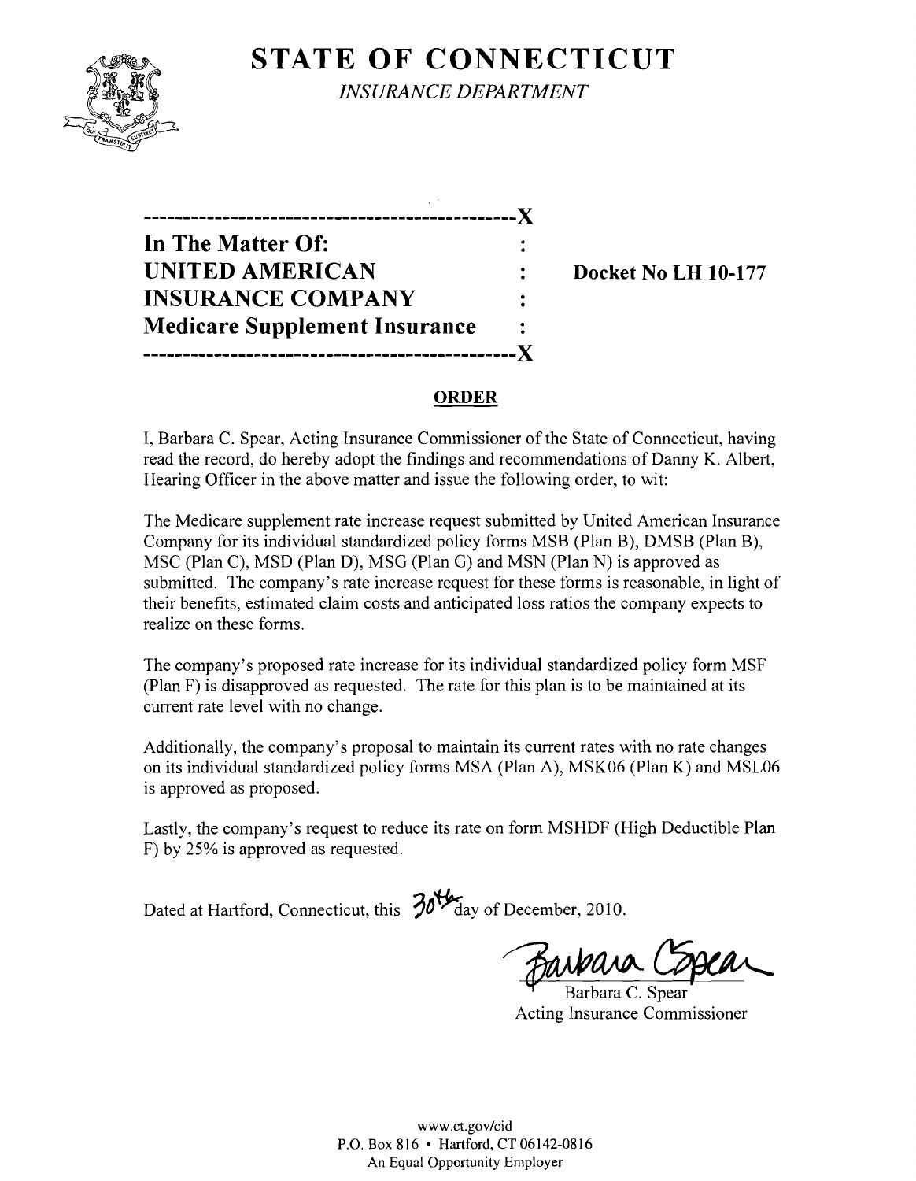# STATE OF CONNECTICUT

*INSURANCE DEPARTMENT*

---

**In The Matter Of:**
**UNITED AMERICAN INSURANCE COMPANY**
**Medicare Supplement Insurance**

**Docket No LH 10-177**

---

## ORDER

I, Barbara C. Spear, Acting Insurance Commissioner of the State of Connecticut, having read the record, do hereby adopt the findings and recommendations of Danny K. Albert, Hearing Officer in the above matter and issue the following order, to wit:

The Medicare supplement rate increase request submitted by United American Insurance Company for its individual standardized policy forms MSB (Plan B), DMSB (Plan B), MSC (Plan C), MSD (Plan D), MSG (Plan G) and MSN (Plan N) is approved as submitted. The company's rate increase request for these forms is reasonable, in light of their benefits, estimated claim costs and anticipated loss ratios the company expects to realize on these forms.

The company's proposed rate increase for its individual standardized policy form MSF (Plan F) is disapproved as requested. The rate for this plan is to be maintained at its current rate level with no change.

Additionally, the company's proposal to maintain its current rates with no rate changes on its individual standardized policy forms MSA (Plan A), MSK06 (Plan K) and MSL06 is approved as proposed.

Lastly, the company's request to reduce its rate on form MSHDF (High Deductible Plan F) by 25% is approved as requested.

Dated at Hartford, Connecticut, this 30th day of December, 2010.

Barbara C. Spear
Acting Insurance Commissioner

www.ct.gov/cid
P.O. Box 816 • Hartford, CT 06142-0816
An Equal Opportunity Employer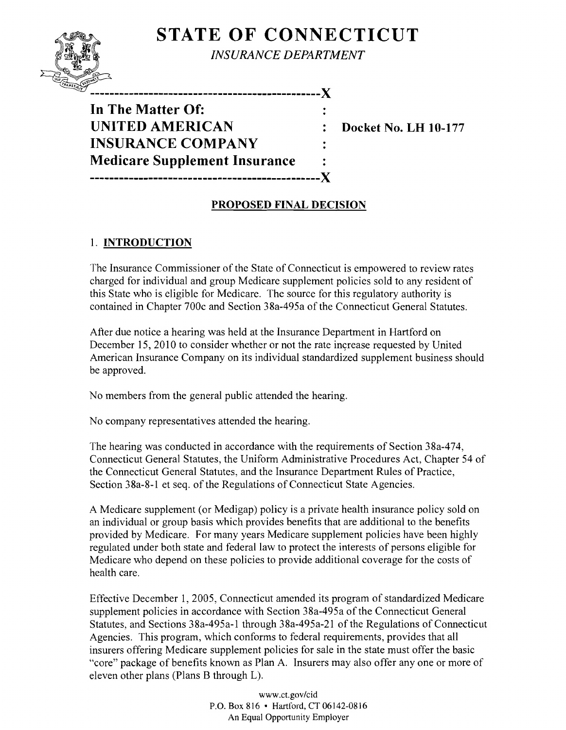# STATE OF CONNECTICUT

*INSURANCE DEPARTMENT*

```
-----------------------------------------------X
In The Matter Of:                              :
UNITED AMERICAN                                :    Docket No. LH 10-177
INSURANCE COMPANY                              :
Medicare Supplement Insurance                  :
-----------------------------------------------X
```

**PROPOSED FINAL DECISION**

## 1. INTRODUCTION

The Insurance Commissioner of the State of Connecticut is empowered to review rates charged for individual and group Medicare supplement policies sold to any resident of this State who is eligible for Medicare. The source for this regulatory authority is contained in Chapter 700c and Section 38a-495a of the Connecticut General Statutes.

After due notice a hearing was held at the Insurance Department in Hartford on December 15, 2010 to consider whether or not the rate increase requested by United American Insurance Company on its individual standardized supplement business should be approved.

No members from the general public attended the hearing.

No company representatives attended the hearing.

The hearing was conducted in accordance with the requirements of Section 38a-474, Connecticut General Statutes, the Uniform Administrative Procedures Act, Chapter 54 of the Connecticut General Statutes, and the Insurance Department Rules of Practice, Section 38a-8-1 et seq. of the Regulations of Connecticut State Agencies.

A Medicare supplement (or Medigap) policy is a private health insurance policy sold on an individual or group basis which provides benefits that are additional to the benefits provided by Medicare. For many years Medicare supplement policies have been highly regulated under both state and federal law to protect the interests of persons eligible for Medicare who depend on these policies to provide additional coverage for the costs of health care.

Effective December 1, 2005, Connecticut amended its program of standardized Medicare supplement policies in accordance with Section 38a-495a of the Connecticut General Statutes, and Sections 38a-495a-1 through 38a-495a-21 of the Regulations of Connecticut Agencies. This program, which conforms to federal requirements, provides that all insurers offering Medicare supplement policies for sale in the state must offer the basic "core" package of benefits known as Plan A. Insurers may also offer any one or more of eleven other plans (Plans B through L).

www.ct.gov/cid
P.O. Box 816 • Hartford, CT 06142-0816
An Equal Opportunity Employer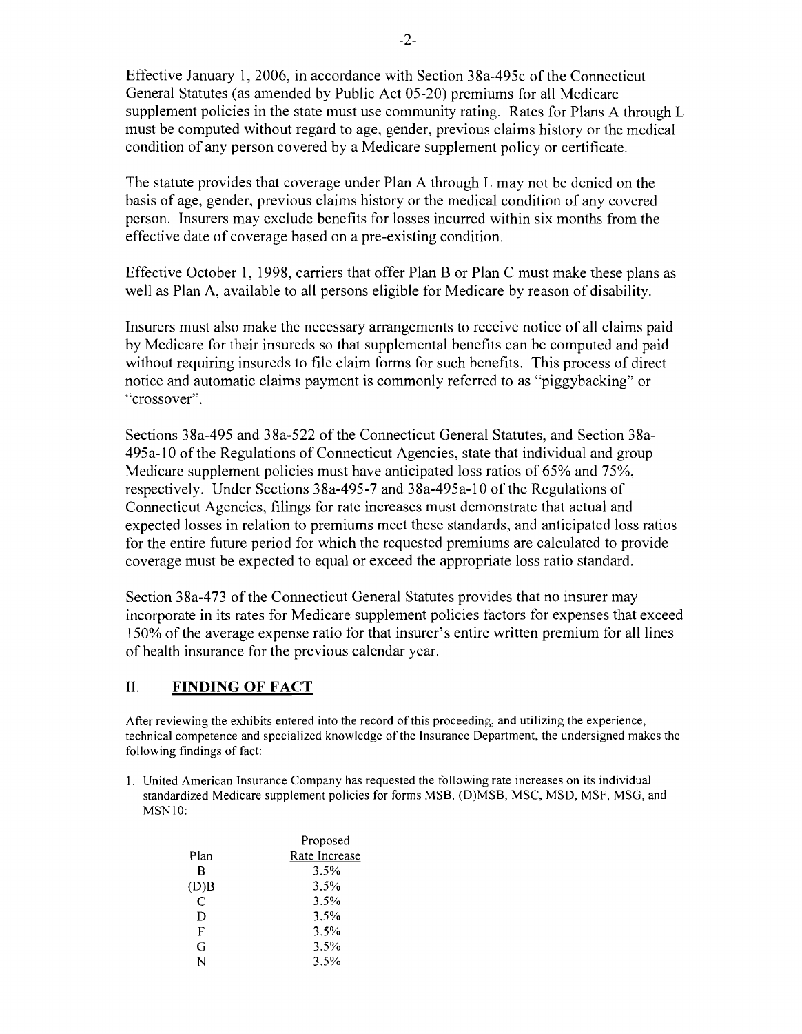Effective January 1, 2006, in accordance with Section 38a-495c of the Connecticut General Statutes (as amended by Public Act 05-20) premiums for all Medicare supplement policies in the state must use community rating. Rates for Plans A through L must be computed without regard to age, gender, previous claims history or the medical condition of any person covered by a Medicare supplement policy or certificate.

The statute provides that coverage under Plan A through L may not be denied on the basis of age, gender, previous claims history or the medical condition of any covered person. Insurers may exclude benefits for losses incurred within six months from the effective date of coverage based on a pre-existing condition.

Effective October 1, 1998, carriers that offer Plan B or Plan C must make these plans as well as Plan A, available to all persons eligible for Medicare by reason of disability.

Insurers must also make the necessary arrangements to receive notice of all claims paid by Medicare for their insureds so that supplemental benefits can be computed and paid without requiring insureds to file claim forms for such benefits. This process of direct notice and automatic claims payment is commonly referred to as "piggybacking" or "crossover".

Sections 38a-495 and 38a-522 of the Connecticut General Statutes, and Section 38a-495a-10 of the Regulations of Connecticut Agencies, state that individual and group Medicare supplement policies must have anticipated loss ratios of 65% and 75%, respectively. Under Sections 38a-495-7 and 38a-495a-10 of the Regulations of Connecticut Agencies, filings for rate increases must demonstrate that actual and expected losses in relation to premiums meet these standards, and anticipated loss ratios for the entire future period for which the requested premiums are calculated to provide coverage must be expected to equal or exceed the appropriate loss ratio standard.

Section 38a-473 of the Connecticut General Statutes provides that no insurer may incorporate in its rates for Medicare supplement policies factors for expenses that exceed 150% of the average expense ratio for that insurer's entire written premium for all lines of health insurance for the previous calendar year.

## II. **FINDING OF FACT**

After reviewing the exhibits entered into the record of this proceeding, and utilizing the experience, technical competence and specialized knowledge of the Insurance Department, the undersigned makes the following findings of fact:

1. United American Insurance Company has requested the following rate increases on its individual standardized Medicare supplement policies for forms MSB, (D)MSB, MSC, MSD, MSF, MSG, and MSN10:

| Plan | Proposed Rate Increase |
|---|---|
| B | 3.5% |
| (D)B | 3.5% |
| C | 3.5% |
| D | 3.5% |
| F | 3.5% |
| G | 3.5% |
| N | 3.5% |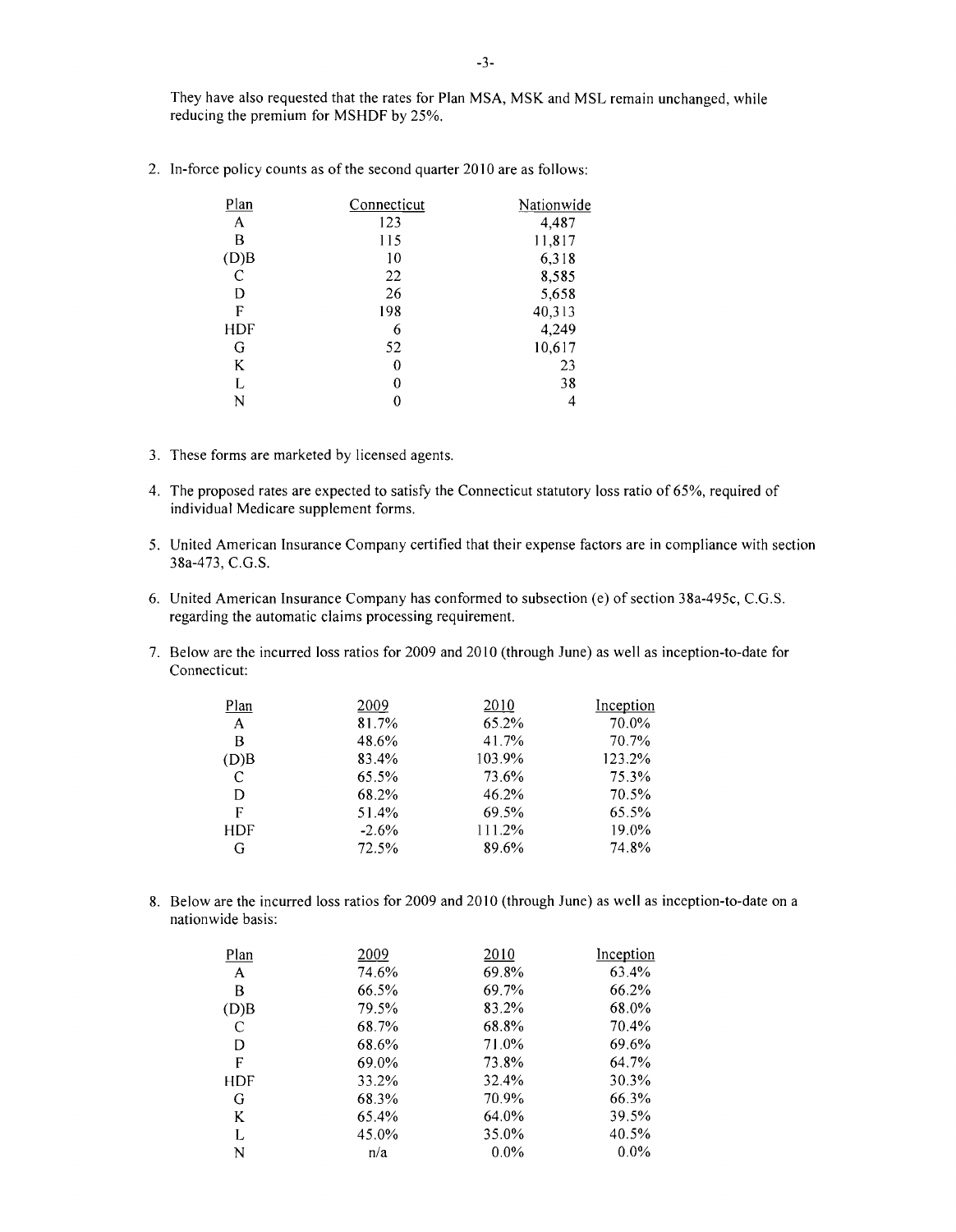They have also requested that the rates for Plan MSA, MSK and MSL remain unchanged, while reducing the premium for MSHDF by 25%.

2. In-force policy counts as of the second quarter 2010 are as follows:

| Plan | Connecticut | Nationwide |
|---|---|---|
| A | 123 | 4,487 |
| B | 115 | 11,817 |
| (D)B | 10 | 6,318 |
| C | 22 | 8,585 |
| D | 26 | 5,658 |
| F | 198 | 40,313 |
| HDF | 6 | 4,249 |
| G | 52 | 10,617 |
| K | 0 | 23 |
| L | 0 | 38 |
| N | 0 | 4 |

3. These forms are marketed by licensed agents.

4. The proposed rates are expected to satisfy the Connecticut statutory loss ratio of 65%, required of individual Medicare supplement forms.

5. United American Insurance Company certified that their expense factors are in compliance with section 38a-473, C.G.S.

6. United American Insurance Company has conformed to subsection (e) of section 38a-495c, C.G.S. regarding the automatic claims processing requirement.

7. Below are the incurred loss ratios for 2009 and 2010 (through June) as well as inception-to-date for Connecticut:

| Plan | 2009 | 2010 | Inception |
|---|---|---|---|
| A | 81.7% | 65.2% | 70.0% |
| B | 48.6% | 41.7% | 70.7% |
| (D)B | 83.4% | 103.9% | 123.2% |
| C | 65.5% | 73.6% | 75.3% |
| D | 68.2% | 46.2% | 70.5% |
| F | 51.4% | 69.5% | 65.5% |
| HDF | -2.6% | 111.2% | 19.0% |
| G | 72.5% | 89.6% | 74.8% |

8. Below are the incurred loss ratios for 2009 and 2010 (through June) as well as inception-to-date on a nationwide basis:

| Plan | 2009 | 2010 | Inception |
|---|---|---|---|
| A | 74.6% | 69.8% | 63.4% |
| B | 66.5% | 69.7% | 66.2% |
| (D)B | 79.5% | 83.2% | 68.0% |
| C | 68.7% | 68.8% | 70.4% |
| D | 68.6% | 71.0% | 69.6% |
| F | 69.0% | 73.8% | 64.7% |
| HDF | 33.2% | 32.4% | 30.3% |
| G | 68.3% | 70.9% | 66.3% |
| K | 65.4% | 64.0% | 39.5% |
| L | 45.0% | 35.0% | 40.5% |
| N | n/a | 0.0% | 0.0% |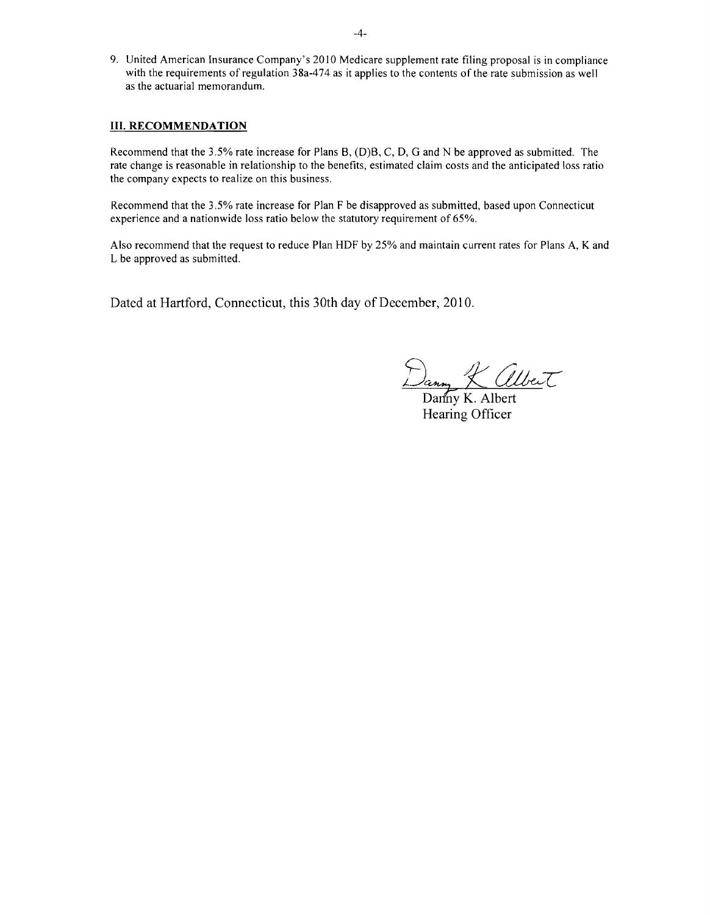9. United American Insurance Company's 2010 Medicare supplement rate filing proposal is in compliance with the requirements of regulation 38a-474 as it applies to the contents of the rate submission as well as the actuarial memorandum.

## III. RECOMMENDATION

Recommend that the 3.5% rate increase for Plans B, (D)B, C, D, G and N be approved as submitted. The rate change is reasonable in relationship to the benefits, estimated claim costs and the anticipated loss ratio the company expects to realize on this business.

Recommend that the 3.5% rate increase for Plan F be disapproved as submitted, based upon Connecticut experience and a nationwide loss ratio below the statutory requirement of 65%.

Also recommend that the request to reduce Plan HDF by 25% and maintain current rates for Plans A, K and L be approved as submitted.

Dated at Hartford, Connecticut, this 30th day of December, 2010.

Danny K. Albert
Hearing Officer